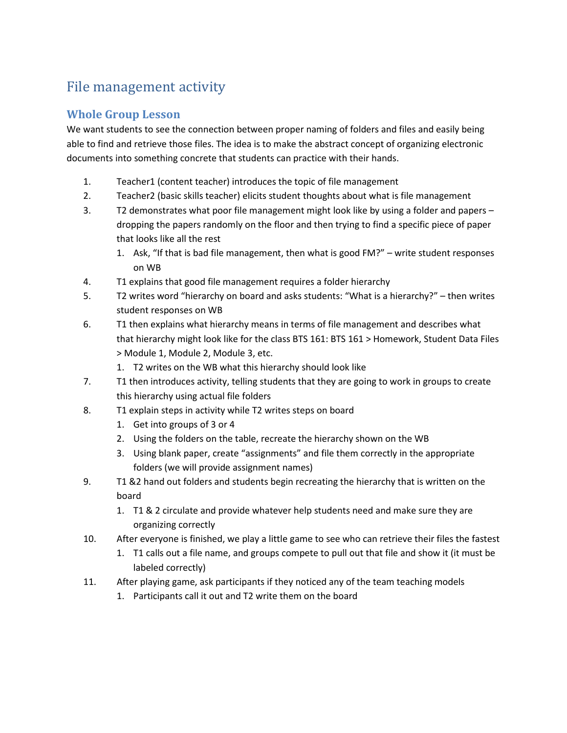# File management activity

## Whole Group Lesson

We want students to see the connection between proper naming of folders and files and easily being able to find and retrieve those files. The idea is to make the abstract concept of organizing electronic documents into something concrete that students can practice with their hands.

1. Teacher1 (content teacher) introduces the topic of file management
2. Teacher2 (basic skills teacher) elicits student thoughts about what is file management
3. T2 demonstrates what poor file management might look like by using a folder and papers – dropping the papers randomly on the floor and then trying to find a specific piece of paper that looks like all the rest
    1. Ask, "If that is bad file management, then what is good FM?" – write student responses on WB
4. T1 explains that good file management requires a folder hierarchy
5. T2 writes word "hierarchy on board and asks students: "What is a hierarchy?" – then writes student responses on WB
6. T1 then explains what hierarchy means in terms of file management and describes what that hierarchy might look like for the class BTS 161: BTS 161 > Homework, Student Data Files > Module 1, Module 2, Module 3, etc.
    1. T2 writes on the WB what this hierarchy should look like
7. T1 then introduces activity, telling students that they are going to work in groups to create this hierarchy using actual file folders
8. T1 explain steps in activity while T2 writes steps on board
    1. Get into groups of 3 or 4
    2. Using the folders on the table, recreate the hierarchy shown on the WB
    3. Using blank paper, create "assignments" and file them correctly in the appropriate folders (we will provide assignment names)
9. T1 &2 hand out folders and students begin recreating the hierarchy that is written on the board
    1. T1 & 2 circulate and provide whatever help students need and make sure they are organizing correctly
10. After everyone is finished, we play a little game to see who can retrieve their files the fastest
    1. T1 calls out a file name, and groups compete to pull out that file and show it (it must be labeled correctly)
11. After playing game, ask participants if they noticed any of the team teaching models
    1. Participants call it out and T2 write them on the board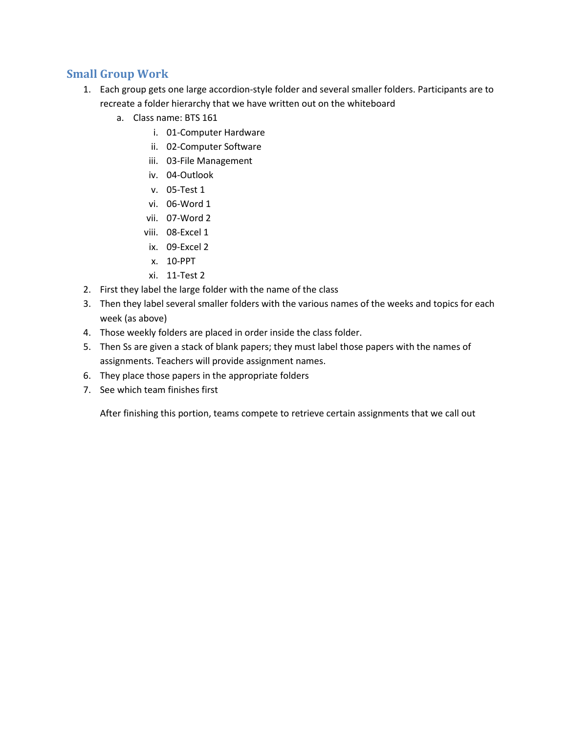## Small Group Work

1. Each group gets one large accordion-style folder and several smaller folders. Participants are to recreate a folder hierarchy that we have written out on the whiteboard
   a. Class name: BTS 161
      i. 01-Computer Hardware
      ii. 02-Computer Software
      iii. 03-File Management
      iv. 04-Outlook
      v. 05-Test 1
      vi. 06-Word 1
      vii. 07-Word 2
      viii. 08-Excel 1
      ix. 09-Excel 2
      x. 10-PPT
      xi. 11-Test 2
2. First they label the large folder with the name of the class
3. Then they label several smaller folders with the various names of the weeks and topics for each week (as above)
4. Those weekly folders are placed in order inside the class folder.
5. Then Ss are given a stack of blank papers; they must label those papers with the names of assignments. Teachers will provide assignment names.
6. They place those papers in the appropriate folders
7. See which team finishes first

   After finishing this portion, teams compete to retrieve certain assignments that we call out